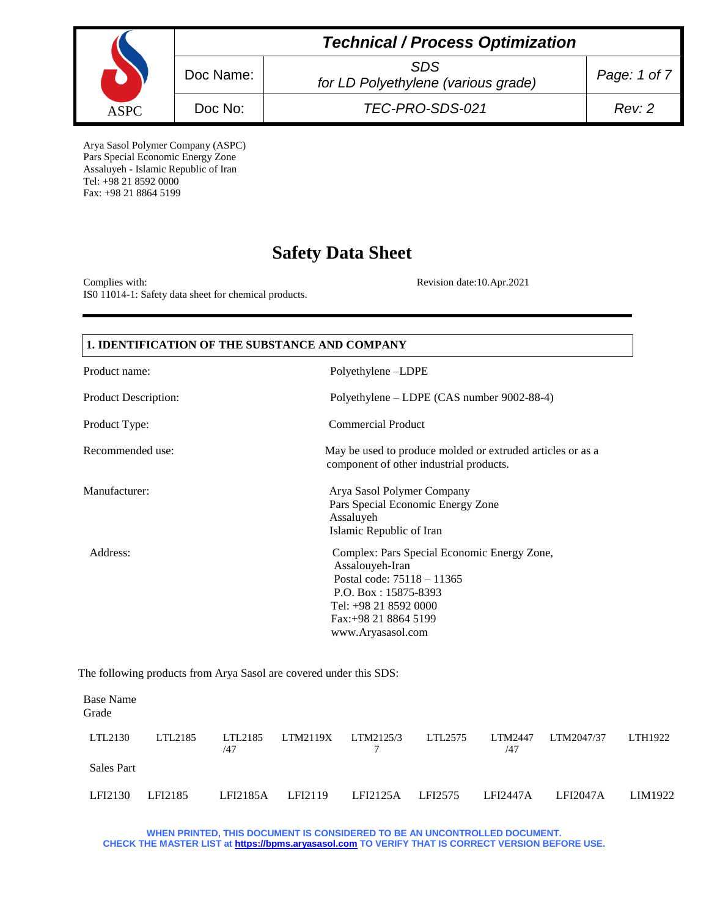Arya Sasol Polymer Company (ASPC)
Pars Special Economic Energy Zone
Assaluyeh - Islamic Republic of Iran
Tel: +98 21 8592 0000
Fax: +98 21 8864 5199

# Safety Data Sheet

Complies with:
IS0 11014-1: Safety data sheet for chemical products.

Revision date:10.Apr.2021

## 1. IDENTIFICATION OF THE SUBSTANCE AND COMPANY

| | |
|---|---|
| Product name: | Polyethylene –LDPE |
| Product Description: | Polyethylene – LDPE (CAS number 9002-88-4) |
| Product Type: | Commercial Product |
| Recommended use: | May be used to produce molded or extruded articles or as a component of other industrial products. |
| Manufacturer: | Arya Sasol Polymer Company<br>Pars Special Economic Energy Zone<br>Assaluyeh<br>Islamic Republic of Iran |
| Address: | Complex: Pars Special Economic Energy Zone, Assalouyeh-Iran<br>Postal code: 75118 – 11365<br>P.O. Box : 15875-8393<br>Tel: +98 21 8592 0000<br>Fax:+98 21 8864 5199<br>www.Aryasasol.com |

The following products from Arya Sasol are covered under this SDS:

| Base Name Grade | | | | | | | | |
|---|---|---|---|---|---|---|---|---|
| LTL2130 | LTL2185 | LTL2185 /47 | LTM2119X | LTM2125/37 | LTL2575 | LTM2447 /47 | LTM2047/37 | LTH1922 |
| **Sales Part** | | | | | | | | |
| LFI2130 | LFI2185 | LFI2185A | LFI2119 | LFI2125A | LFI2575 | LFI2447A | LFI2047A | LIM1922 |

**WHEN PRINTED, THIS DOCUMENT IS CONSIDERED TO BE AN UNCONTROLLED DOCUMENT.**
**CHECK THE MASTER LIST at https://bpms.aryasasol.com TO VERIFY THAT IS CORRECT VERSION BEFORE USE.**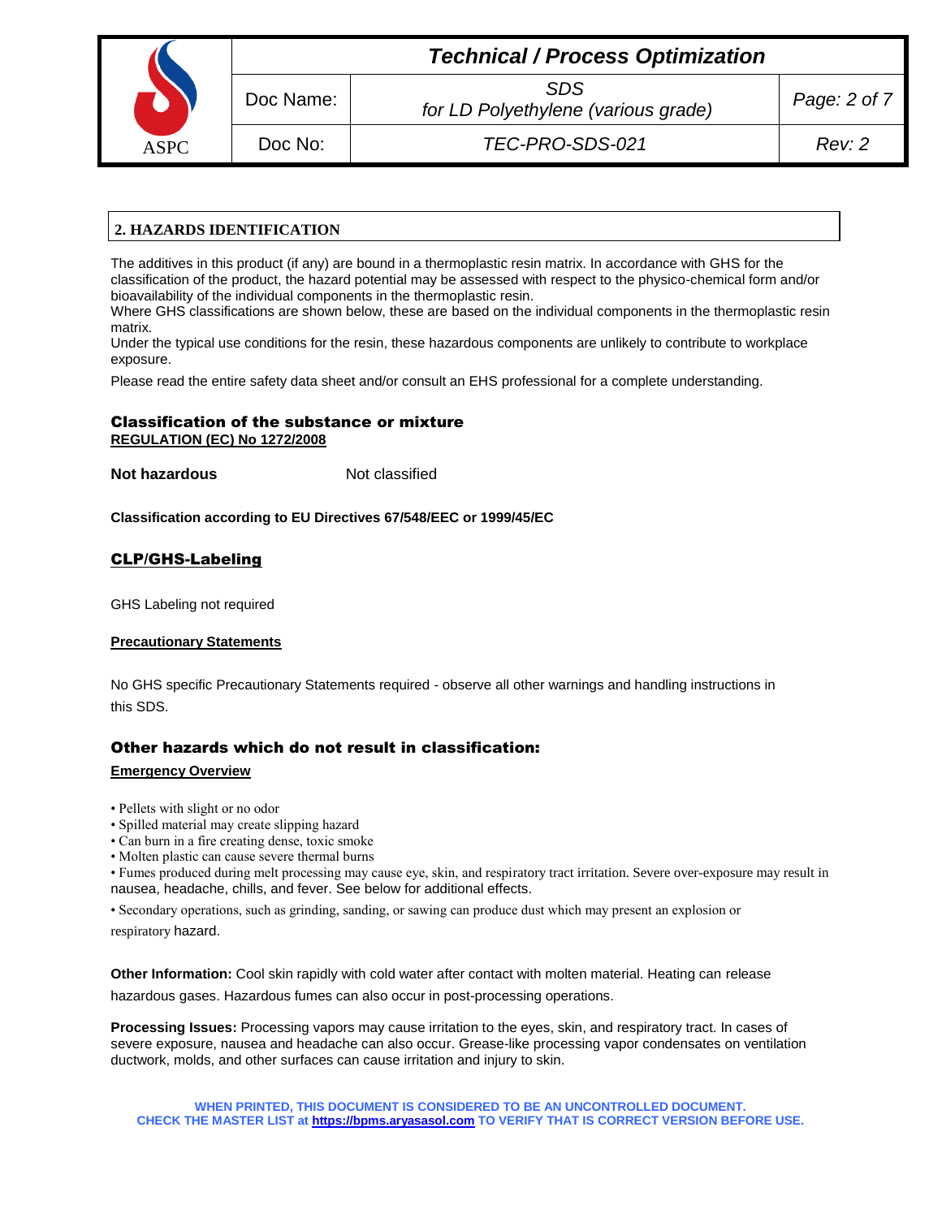## 2. HAZARDS IDENTIFICATION

The additives in this product (if any) are bound in a thermoplastic resin matrix. In accordance with GHS for the classification of the product, the hazard potential may be assessed with respect to the physico-chemical form and/or bioavailability of the individual components in the thermoplastic resin.
Where GHS classifications are shown below, these are based on the individual components in the thermoplastic resin matrix.
Under the typical use conditions for the resin, these hazardous components are unlikely to contribute to workplace exposure.

Please read the entire safety data sheet and/or consult an EHS professional for a complete understanding.

### Classification of the substance or mixture

**REGULATION (EC) No 1272/2008**

**Not hazardous** Not classified

**Classification according to EU Directives 67/548/EEC or 1999/45/EC**

### CLP/GHS-Labeling

GHS Labeling not required

**Precautionary Statements**

No GHS specific Precautionary Statements required - observe all other warnings and handling instructions in this SDS.

### Other hazards which do not result in classification:

**Emergency Overview**

- Pellets with slight or no odor
- Spilled material may create slipping hazard
- Can burn in a fire creating dense, toxic smoke
- Molten plastic can cause severe thermal burns
- Fumes produced during melt processing may cause eye, skin, and respiratory tract irritation. Severe over-exposure may result in nausea, headache, chills, and fever. See below for additional effects.
- Secondary operations, such as grinding, sanding, or sawing can produce dust which may present an explosion or respiratory hazard.

**Other Information:** Cool skin rapidly with cold water after contact with molten material. Heating can release hazardous gases. Hazardous fumes can also occur in post-processing operations.

**Processing Issues:** Processing vapors may cause irritation to the eyes, skin, and respiratory tract. In cases of severe exposure, nausea and headache can also occur. Grease-like processing vapor condensates on ventilation ductwork, molds, and other surfaces can cause irritation and injury to skin.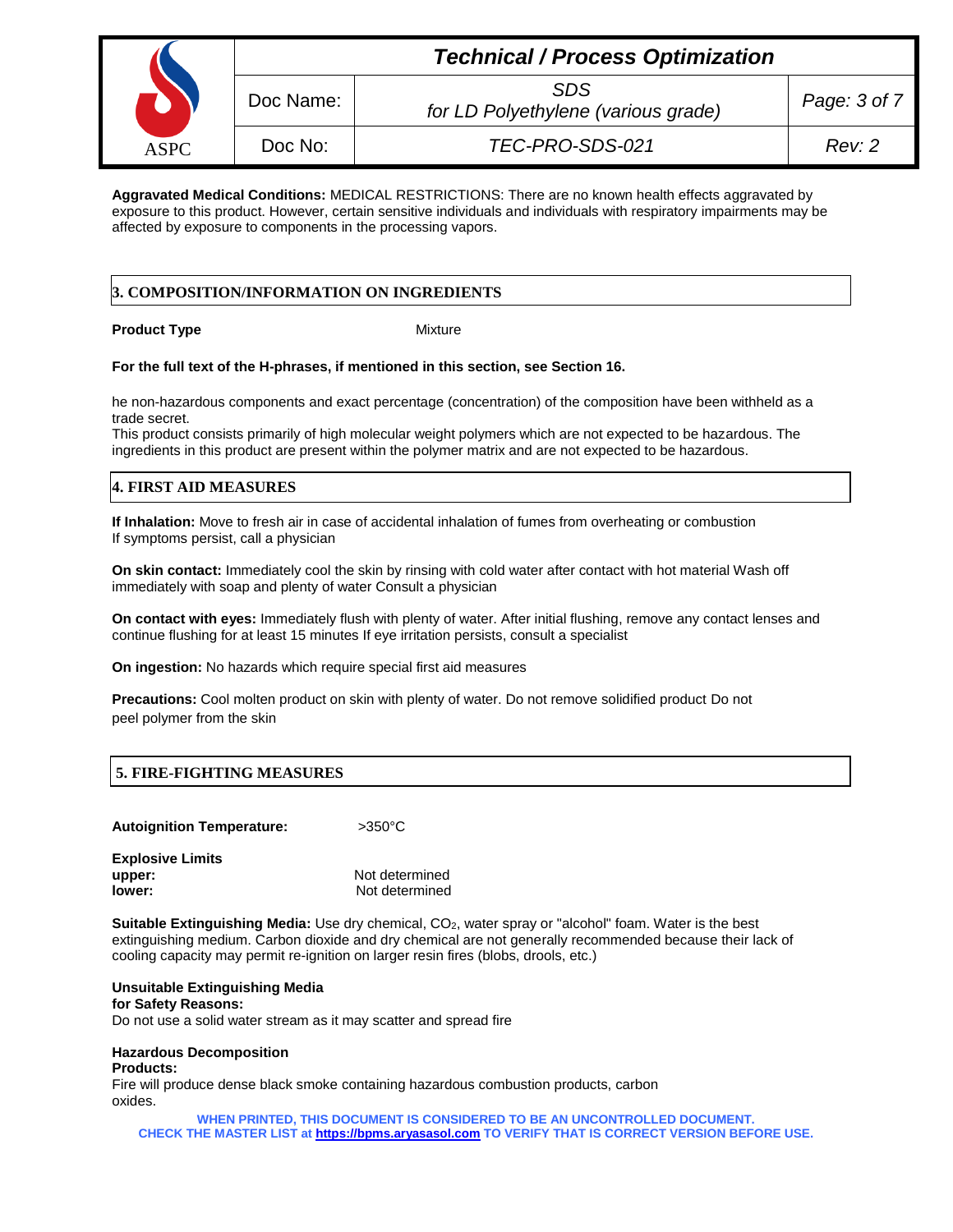**Aggravated Medical Conditions:** MEDICAL RESTRICTIONS: There are no known health effects aggravated by exposure to this product. However, certain sensitive individuals and individuals with respiratory impairments may be affected by exposure to components in the processing vapors.

## 3. COMPOSITION/INFORMATION ON INGREDIENTS

**Product Type** Mixture

**For the full text of the H-phrases, if mentioned in this section, see Section 16.**

he non-hazardous components and exact percentage (concentration) of the composition have been withheld as a trade secret.
This product consists primarily of high molecular weight polymers which are not expected to be hazardous. The ingredients in this product are present within the polymer matrix and are not expected to be hazardous.

## 4. FIRST AID MEASURES

**If Inhalation:** Move to fresh air in case of accidental inhalation of fumes from overheating or combustion
If symptoms persist, call a physician

**On skin contact:** Immediately cool the skin by rinsing with cold water after contact with hot material Wash off immediately with soap and plenty of water Consult a physician

**On contact with eyes:** Immediately flush with plenty of water. After initial flushing, remove any contact lenses and continue flushing for at least 15 minutes If eye irritation persists, consult a specialist

**On ingestion:** No hazards which require special first aid measures

**Precautions:** Cool molten product on skin with plenty of water. Do not remove solidified product Do not peel polymer from the skin

## 5. FIRE-FIGHTING MEASURES

**Autoignition Temperature:** >350°C

**Explosive Limits**
**upper:** Not determined
**lower:** Not determined

**Suitable Extinguishing Media:** Use dry chemical, $CO_2$, water spray or "alcohol" foam. Water is the best extinguishing medium. Carbon dioxide and dry chemical are not generally recommended because their lack of cooling capacity may permit re-ignition on larger resin fires (blobs, drools, etc.)

**Unsuitable Extinguishing Media for Safety Reasons:**
Do not use a solid water stream as it may scatter and spread fire

**Hazardous Decomposition Products:**
Fire will produce dense black smoke containing hazardous combustion products, carbon oxides.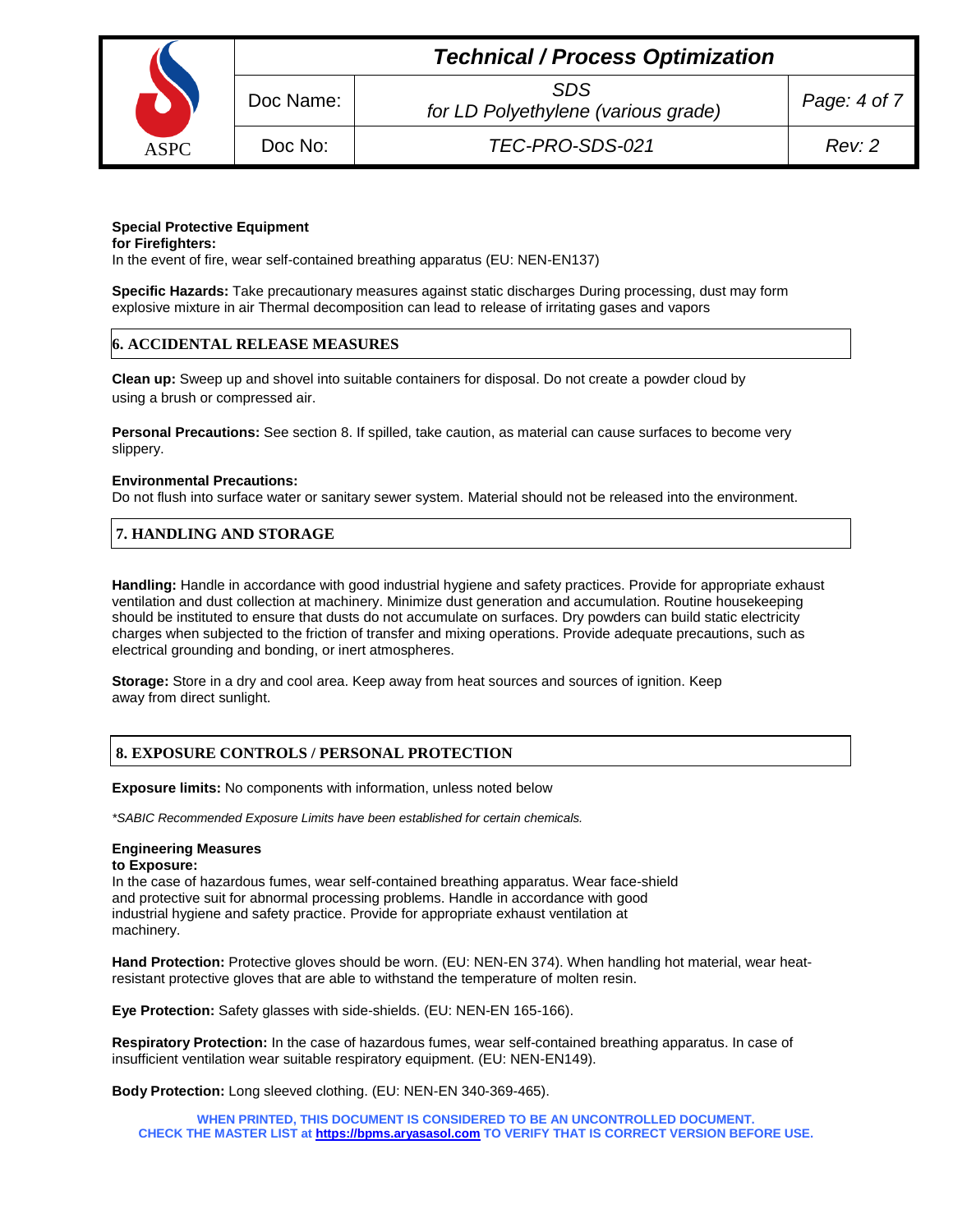**Special Protective Equipment for Firefighters:**
In the event of fire, wear self-contained breathing apparatus (EU: NEN-EN137)

**Specific Hazards:** Take precautionary measures against static discharges During processing, dust may form explosive mixture in air Thermal decomposition can lead to release of irritating gases and vapors

## 6. ACCIDENTAL RELEASE MEASURES

**Clean up:** Sweep up and shovel into suitable containers for disposal. Do not create a powder cloud by using a brush or compressed air.

**Personal Precautions:** See section 8. If spilled, take caution, as material can cause surfaces to become very slippery.

**Environmental Precautions:**
Do not flush into surface water or sanitary sewer system. Material should not be released into the environment.

## 7. HANDLING AND STORAGE

**Handling:** Handle in accordance with good industrial hygiene and safety practices. Provide for appropriate exhaust ventilation and dust collection at machinery. Minimize dust generation and accumulation. Routine housekeeping should be instituted to ensure that dusts do not accumulate on surfaces. Dry powders can build static electricity charges when subjected to the friction of transfer and mixing operations. Provide adequate precautions, such as electrical grounding and bonding, or inert atmospheres.

**Storage:** Store in a dry and cool area. Keep away from heat sources and sources of ignition. Keep away from direct sunlight.

## 8. EXPOSURE CONTROLS / PERSONAL PROTECTION

**Exposure limits:** No components with information, unless noted below

*\*SABIC Recommended Exposure Limits have been established for certain chemicals.*

**Engineering Measures to Exposure:**
In the case of hazardous fumes, wear self-contained breathing apparatus. Wear face-shield and protective suit for abnormal processing problems. Handle in accordance with good industrial hygiene and safety practice. Provide for appropriate exhaust ventilation at machinery.

**Hand Protection:** Protective gloves should be worn. (EU: NEN-EN 374). When handling hot material, wear heat-resistant protective gloves that are able to withstand the temperature of molten resin.

**Eye Protection:** Safety glasses with side-shields. (EU: NEN-EN 165-166).

**Respiratory Protection:** In the case of hazardous fumes, wear self-contained breathing apparatus. In case of insufficient ventilation wear suitable respiratory equipment. (EU: NEN-EN149).

**Body Protection:** Long sleeved clothing. (EU: NEN-EN 340-369-465).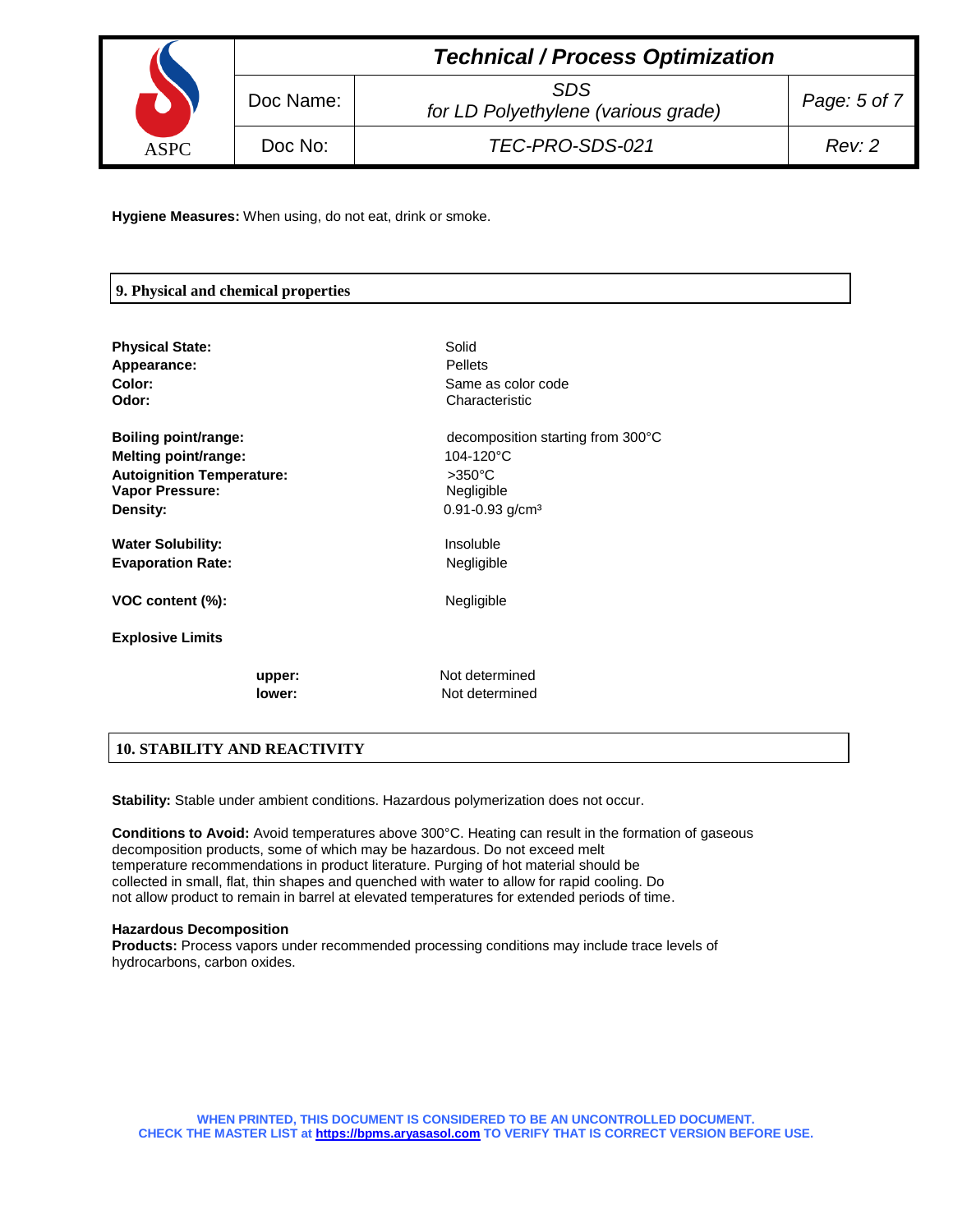**Hygiene Measures:** When using, do not eat, drink or smoke.

## 9. Physical and chemical properties

| | |
|---|---|
| **Physical State:** | Solid |
| **Appearance:** | Pellets |
| **Color:** | Same as color code |
| **Odor:** | Characteristic |
| **Boiling point/range:** | decomposition starting from 300°C |
| **Melting point/range:** | 104-120°C |
| **Autoignition Temperature:** | >350°C |
| **Vapor Pressure:** | Negligible |
| **Density:** | 0.91-0.93 g/cm³ |
| **Water Solubility:** | Insoluble |
| **Evaporation Rate:** | Negligible |
| **VOC content (%):** | Negligible |

**Explosive Limits**

| | |
|---|---|
| **upper:** | Not determined |
| **lower:** | Not determined |

## 10. STABILITY AND REACTIVITY

**Stability:** Stable under ambient conditions. Hazardous polymerization does not occur.

**Conditions to Avoid:** Avoid temperatures above 300°C. Heating can result in the formation of gaseous decomposition products, some of which may be hazardous. Do not exceed melt temperature recommendations in product literature. Purging of hot material should be collected in small, flat, thin shapes and quenched with water to allow for rapid cooling. Do not allow product to remain in barrel at elevated temperatures for extended periods of time.

**Hazardous Decomposition Products:** Process vapors under recommended processing conditions may include trace levels of hydrocarbons, carbon oxides.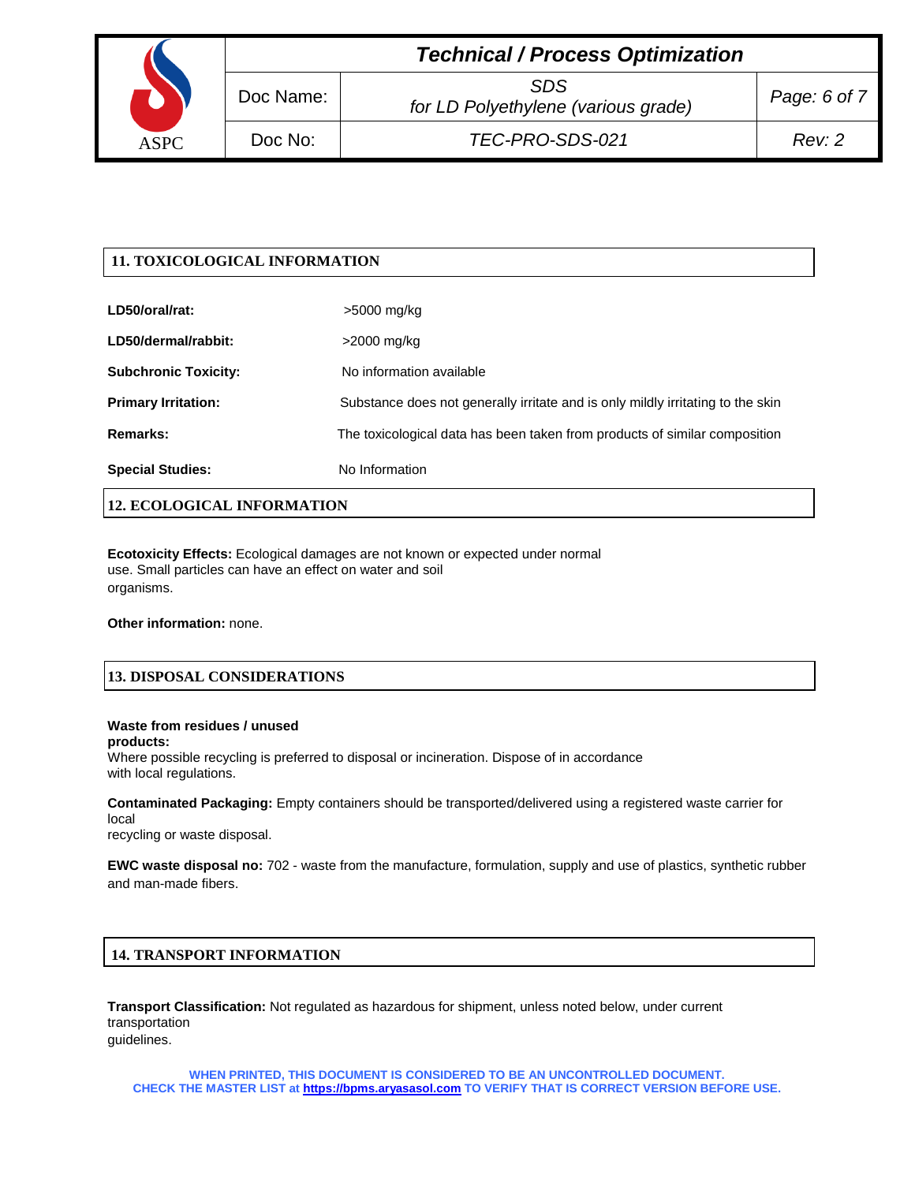## 11. TOXICOLOGICAL INFORMATION

| | |
|---|---|
| **LD50/oral/rat:** | >5000 mg/kg |
| **LD50/dermal/rabbit:** | >2000 mg/kg |
| **Subchronic Toxicity:** | No information available |
| **Primary Irritation:** | Substance does not generally irritate and is only mildly irritating to the skin |
| **Remarks:** | The toxicological data has been taken from products of similar composition |
| **Special Studies:** | No Information |

## 12. ECOLOGICAL INFORMATION

**Ecotoxicity Effects:** Ecological damages are not known or expected under normal use. Small particles can have an effect on water and soil organisms.

**Other information:** none.

## 13. DISPOSAL CONSIDERATIONS

**Waste from residues / unused products:**
Where possible recycling is preferred to disposal or incineration. Dispose of in accordance with local regulations.

**Contaminated Packaging:** Empty containers should be transported/delivered using a registered waste carrier for local recycling or waste disposal.

**EWC waste disposal no:** 702 - waste from the manufacture, formulation, supply and use of plastics, synthetic rubber and man-made fibers.

## 14. TRANSPORT INFORMATION

**Transport Classification:** Not regulated as hazardous for shipment, unless noted below, under current transportation guidelines.

**WHEN PRINTED, THIS DOCUMENT IS CONSIDERED TO BE AN UNCONTROLLED DOCUMENT.**
**CHECK THE MASTER LIST at https://bpms.aryasasol.com TO VERIFY THAT IS CORRECT VERSION BEFORE USE.**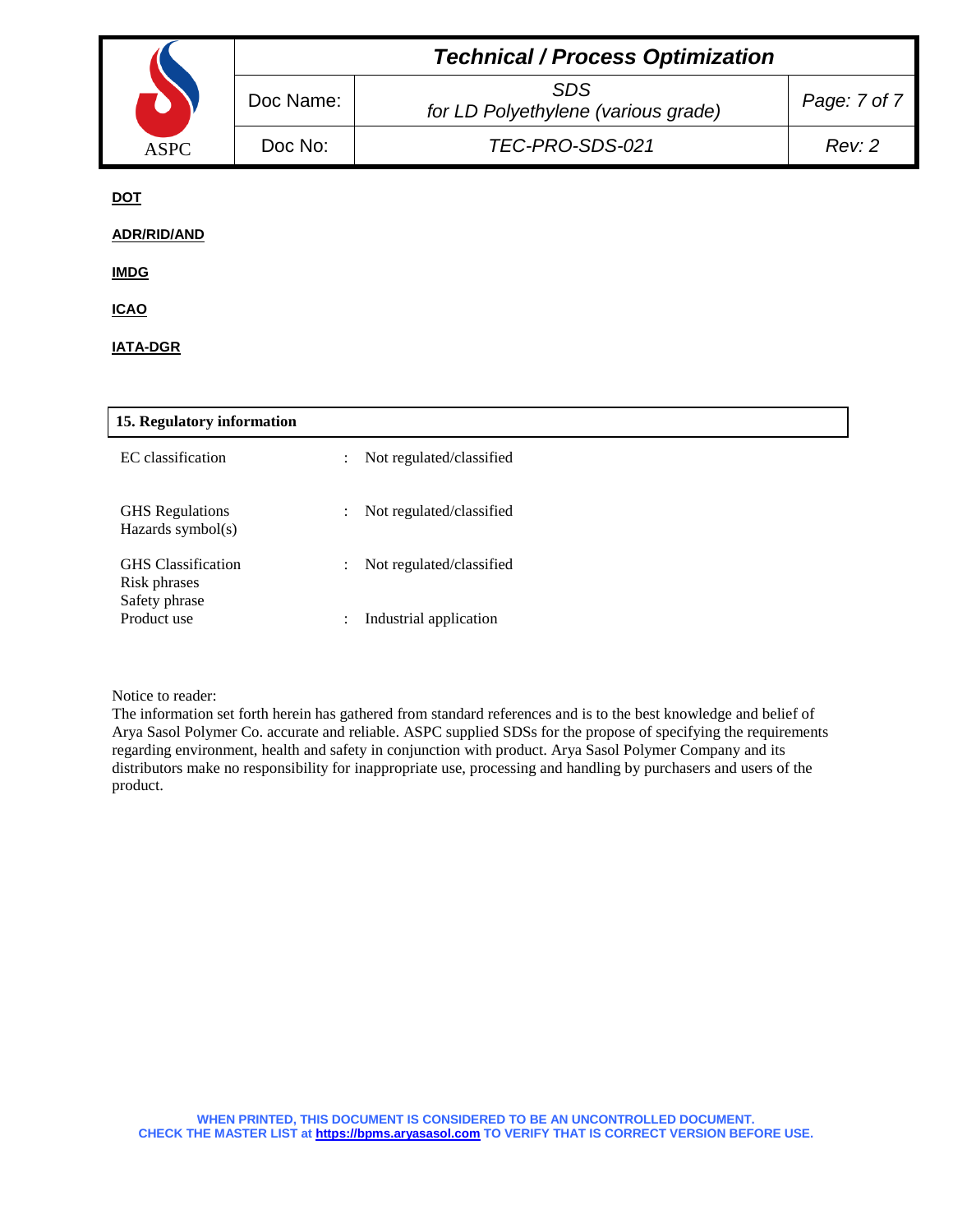**DOT**

**ADR/RID/AND**

**IMDG**

**ICAO**

**IATA-DGR**

## 15. Regulatory information

| | | |
|---|---|---|
| EC classification | : | Not regulated/classified |
| GHS Regulations<br>Hazards symbol(s) | : | Not regulated/classified |
| GHS Classification<br>Risk phrases<br>Safety phrase | : | Not regulated/classified |
| Product use | : | Industrial application |

Notice to reader:
The information set forth herein has gathered from standard references and is to the best knowledge and belief of Arya Sasol Polymer Co. accurate and reliable. ASPC supplied SDSs for the propose of specifying the requirements regarding environment, health and safety in conjunction with product. Arya Sasol Polymer Company and its distributors make no responsibility for inappropriate use, processing and handling by purchasers and users of the product.